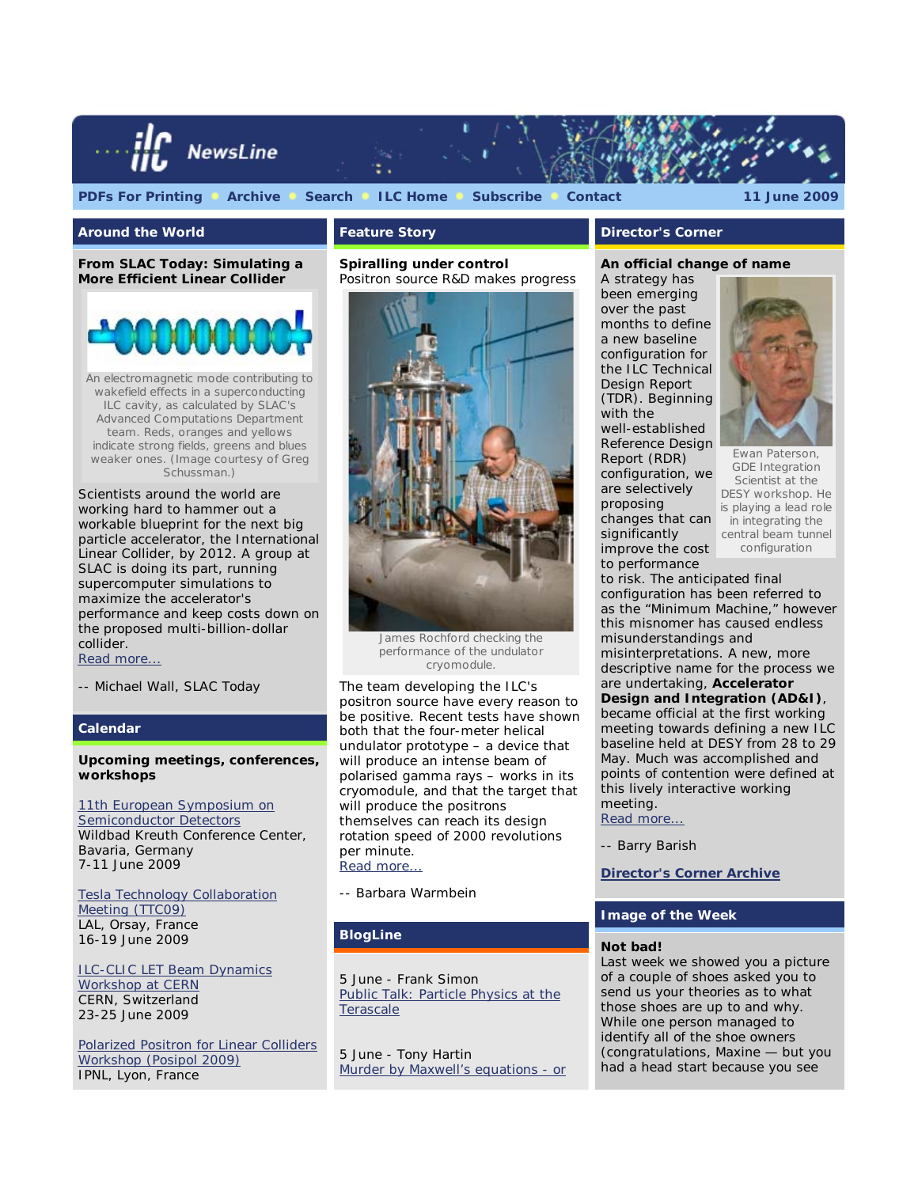NewsLine

PDFs For Printing · Archive · Search · ILC Home · Subscribe · Contact

11 June 2009

## Around the World

**From SLAC Today: Simulating a More Efficient Linear Collider**

An electromagnetic mode contributing to wakefield effects in a superconducting ILC cavity, as calculated by SLAC's Advanced Computations Department team. Reds, oranges and yellows indicate strong fields, greens and blues weaker ones. (Image courtesy of Greg Schussman.)

Scientists around the world are working hard to hammer out a workable blueprint for the next big particle accelerator, the International Linear Collider, by 2012. A group at SLAC is doing its part, running supercomputer simulations to maximize the accelerator's performance and keep costs down on the proposed multi-billion-dollar collider.
Read more...

-- Michael Wall, SLAC Today

## Calendar

**Upcoming meetings, conferences, workshops**

11th European Symposium on Semiconductor Detectors
Wildbad Kreuth Conference Center, Bavaria, Germany
7-11 June 2009

Tesla Technology Collaboration Meeting (TTC09)
LAL, Orsay, France
16-19 June 2009

ILC-CLIC LET Beam Dynamics Workshop at CERN
CERN, Switzerland
23-25 June 2009

Polarized Positron for Linear Colliders Workshop (Posipol 2009)
IPNL, Lyon, France

## Feature Story

**Spiralling under control**
Positron source R&D makes progress

James Rochford checking the performance of the undulator cryomodule.

The team developing the ILC's positron source have every reason to be positive. Recent tests have shown both that the four-meter helical undulator prototype – a device that will produce an intense beam of polarised gamma rays – works in its cryomodule, and that the target that will produce the positrons themselves can reach its design rotation speed of 2000 revolutions per minute.
Read more...

-- Barbara Warmbein

## BlogLine

5 June - Frank Simon
Public Talk: Particle Physics at the Terascale

5 June - Tony Hartin
Murder by Maxwell's equations - or

## Director's Corner

**An official change of name**

Ewan Paterson, GDE Integration Scientist at the DESY workshop. He is playing a lead role in integrating the central beam tunnel configuration

A strategy has been emerging over the past months to define a new baseline configuration for the ILC Technical Design Report (TDR). Beginning with the well-established Reference Design Report (RDR) configuration, we are selectively proposing changes that can significantly improve the cost to performance to risk. The anticipated final configuration has been referred to as the "Minimum Machine," however this misnomer has caused endless misunderstandings and misinterpretations. A new, more descriptive name for the process we are undertaking, **Accelerator Design and Integration (AD&I)**, became official at the first working meeting towards defining a new ILC baseline held at DESY from 28 to 29 May. Much was accomplished and points of contention were defined at this lively interactive working meeting.
Read more...

-- Barry Barish

**Director's Corner Archive**

## Image of the Week

**Not bad!**
Last week we showed you a picture of a couple of shoes asked you to send us your theories as to what those shoes are up to and why. While one person managed to identify all of the shoe owners (congratulations, Maxine — but you had a head start because you see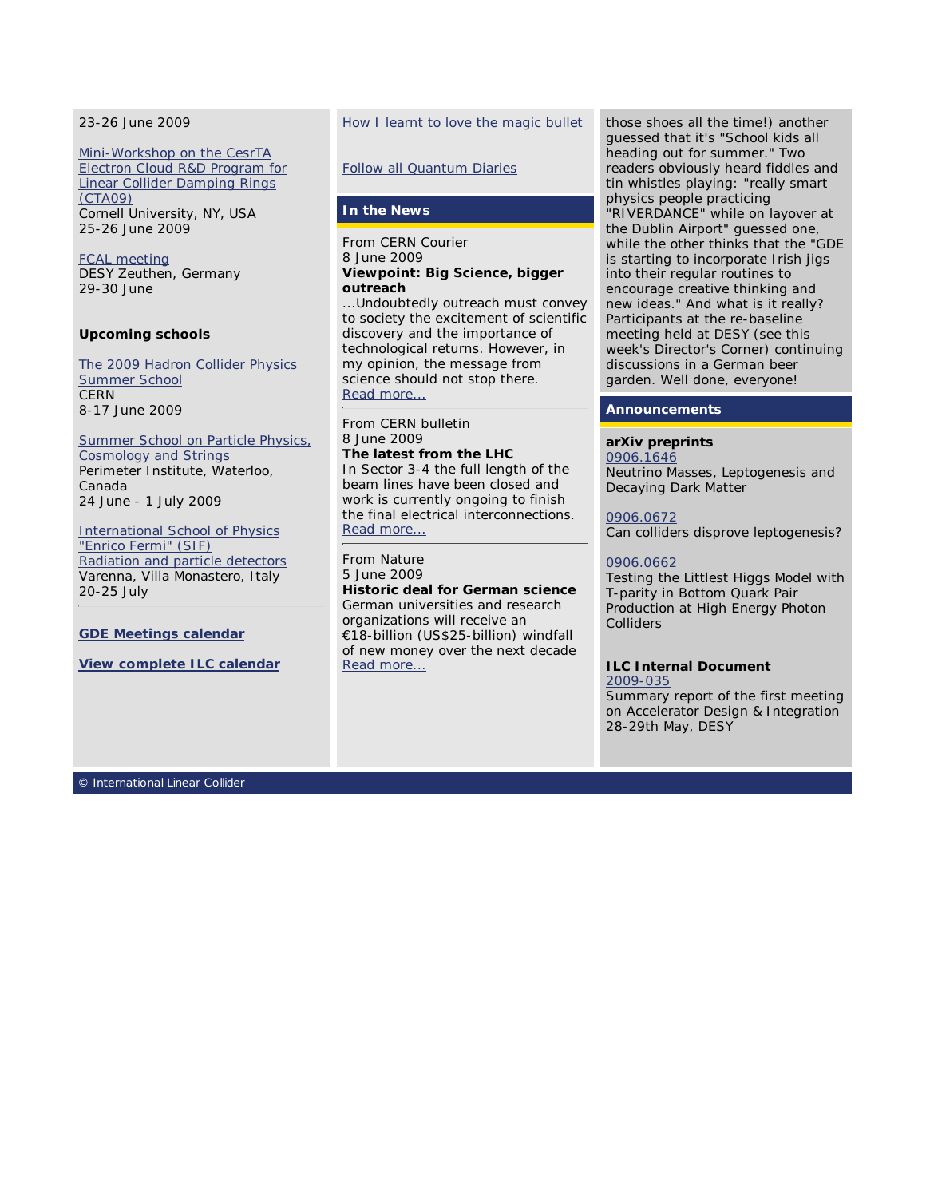23-26 June 2009

Mini-Workshop on the CesrTA Electron Cloud R&D Program for Linear Collider Damping Rings (CTA09)
Cornell University, NY, USA
25-26 June 2009

FCAL meeting
DESY Zeuthen, Germany
29-30 June

**Upcoming schools**

The 2009 Hadron Collider Physics Summer School
CERN
8-17 June 2009

Summer School on Particle Physics, Cosmology and Strings
Perimeter Institute, Waterloo, Canada
24 June - 1 July 2009

International School of Physics "Enrico Fermi" (SIF)
Radiation and particle detectors
Varenna, Villa Monastero, Italy
20-25 July

---

**GDE Meetings calendar**

**View complete ILC calendar**

How I learnt to love the magic bullet

Follow all Quantum Diaries

## In the News

From CERN Courier
8 June 2009
**Viewpoint: Big Science, bigger outreach**
...Undoubtedly outreach must convey to society the excitement of scientific discovery and the importance of technological returns. However, in my opinion, the message from science should not stop there.
Read more...

---

From CERN bulletin
8 June 2009
**The latest from the LHC**
In Sector 3-4 the full length of the beam lines have been closed and work is currently ongoing to finish the final electrical interconnections.
Read more...

---

From Nature
5 June 2009
**Historic deal for German science**
German universities and research organizations will receive an €18-billion (US$25-billion) windfall of new money over the next decade
Read more...

those shoes all the time!) another guessed that it's "School kids all heading out for summer." Two readers obviously heard fiddles and tin whistles playing: "really smart physics people practicing "RIVERDANCE" while on layover at the Dublin Airport" guessed one, while the other thinks that the "GDE is starting to incorporate Irish jigs into their regular routines to encourage creative thinking and new ideas." And what is it really? Participants at the re-baseline meeting held at DESY (see this week's Director's Corner) continuing discussions in a German beer garden. Well done, everyone!

## Announcements

**arXiv preprints**
0906.1646
Neutrino Masses, Leptogenesis and Decaying Dark Matter

0906.0672
Can colliders disprove leptogenesis?

0906.0662
Testing the Littlest Higgs Model with T-parity in Bottom Quark Pair Production at High Energy Photon Colliders

**ILC Internal Document**
2009-035
Summary report of the first meeting on Accelerator Design & Integration 28-29th May, DESY

© International Linear Collider